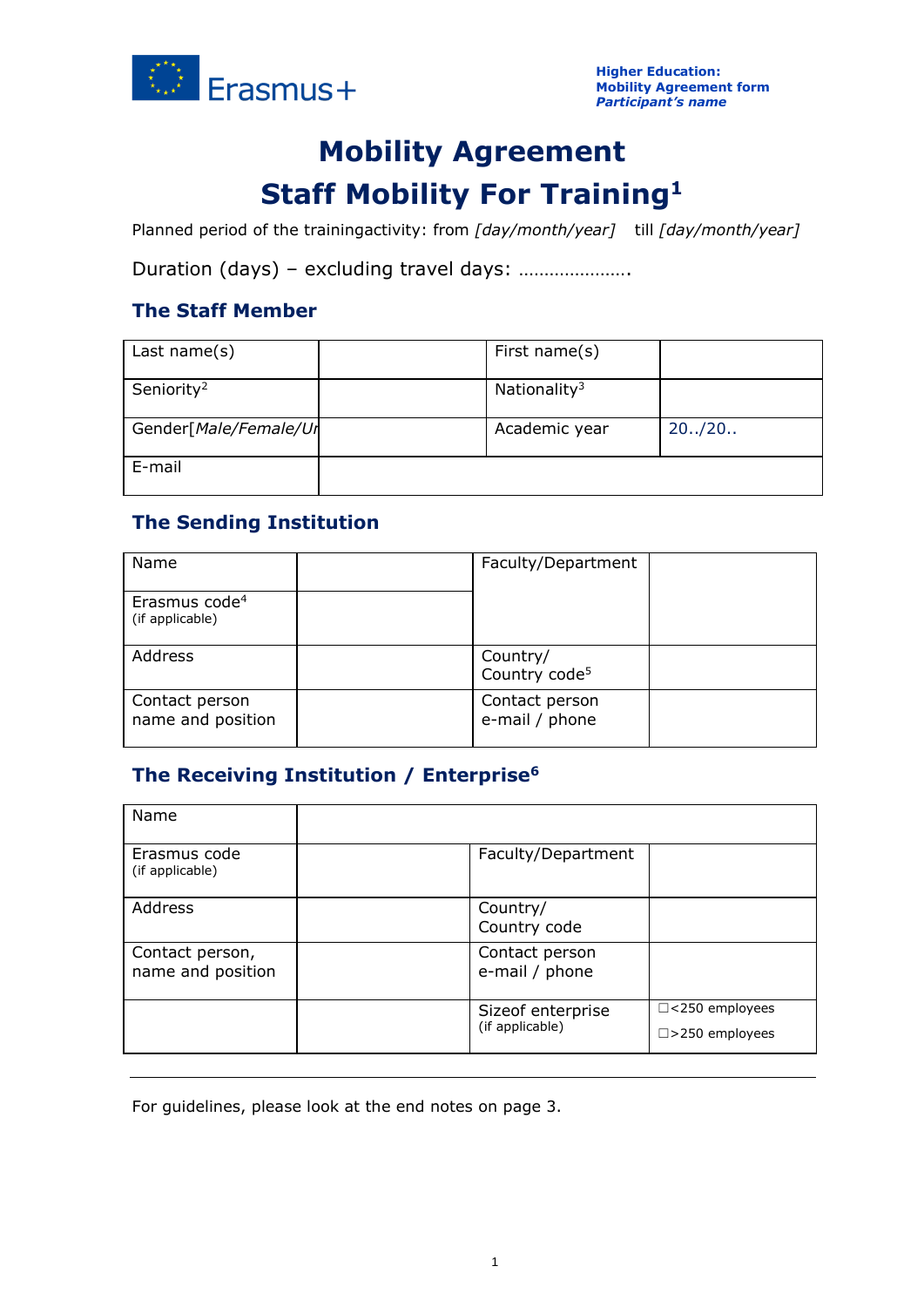# Mobility Agreement
# Staff Mobility For Training[1]

Planned period of the trainingactivity: from *[day/month/year]* till *[day/month/year]*

Duration (days) – excluding travel days: ………………….

## The Staff Member

| Last name(s) | | First name(s) | |
|---|---|---|---|
| Seniority[2] | | Nationality[3] | |
| Gender[*Male/Female/Ur* | | Academic year | 20../20.. |
| E-mail | | | |

## The Sending Institution

| Name | | Faculty/Department | |
|---|---|---|---|
| Erasmus code[4] (if applicable) | | | |
| Address | | Country/ Country code[5] | |
| Contact person name and position | | Contact person e-mail / phone | |

## The Receiving Institution / Enterprise[6]

| Name | | | |
|---|---|---|---|
| Erasmus code (if applicable) | | Faculty/Department | |
| Address | | Country/ Country code | |
| Contact person, name and position | | Contact person e-mail / phone | |
| | | Sizeof enterprise (if applicable) | ☐<250 employees ☐>250 employees |

For guidelines, please look at the end notes on page 3.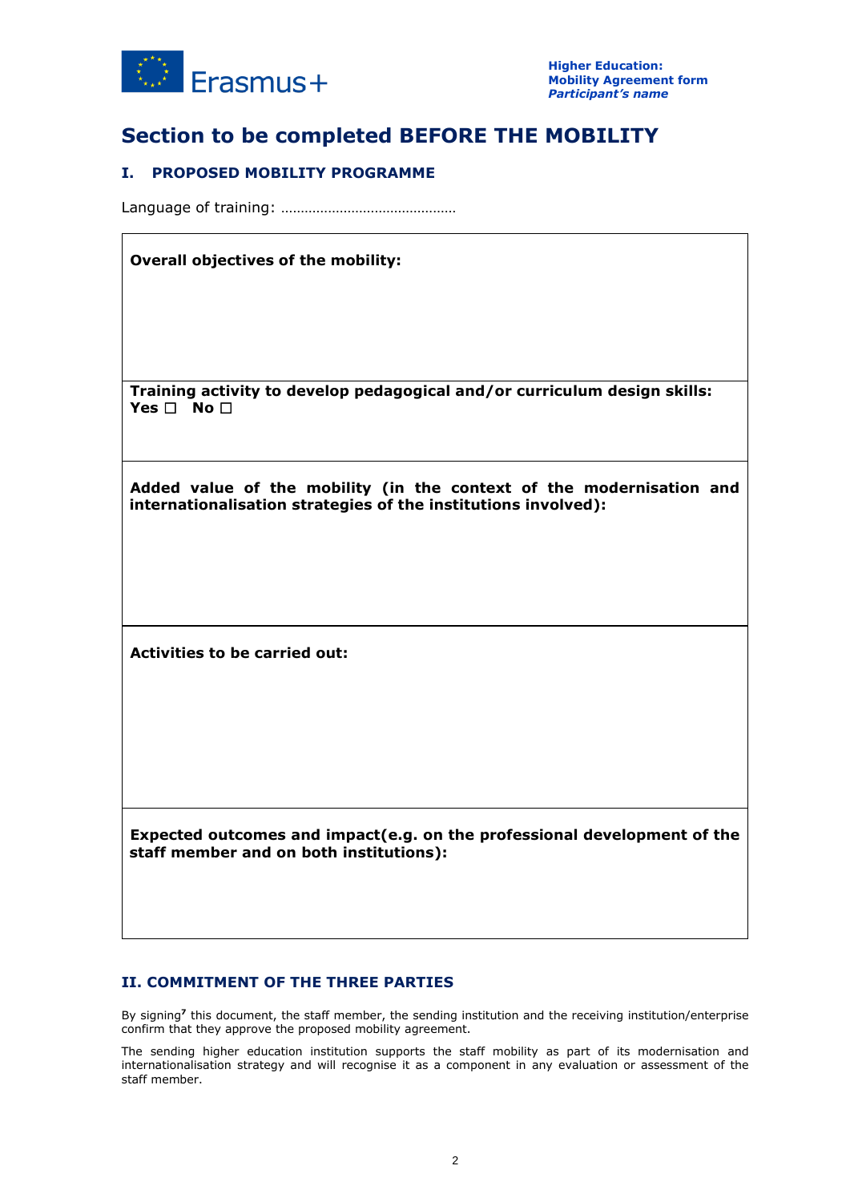## Section to be completed BEFORE THE MOBILITY

### I. PROPOSED MOBILITY PROGRAMME

Language of training: ………………………………………

| **Overall objectives of the mobility:** |
|---|
| **Training activity to develop pedagogical and/or curriculum design skills:** **Yes ☐ No ☐** |
| **Added value of the mobility (in the context of the modernisation and internationalisation strategies of the institutions involved):** |
| **Activities to be carried out:** |
| **Expected outcomes and impact(e.g. on the professional development of the staff member and on both institutions):** |

### II. COMMITMENT OF THE THREE PARTIES

By signing[7] this document, the staff member, the sending institution and the receiving institution/enterprise confirm that they approve the proposed mobility agreement.

The sending higher education institution supports the staff mobility as part of its modernisation and internationalisation strategy and will recognise it as a component in any evaluation or assessment of the staff member.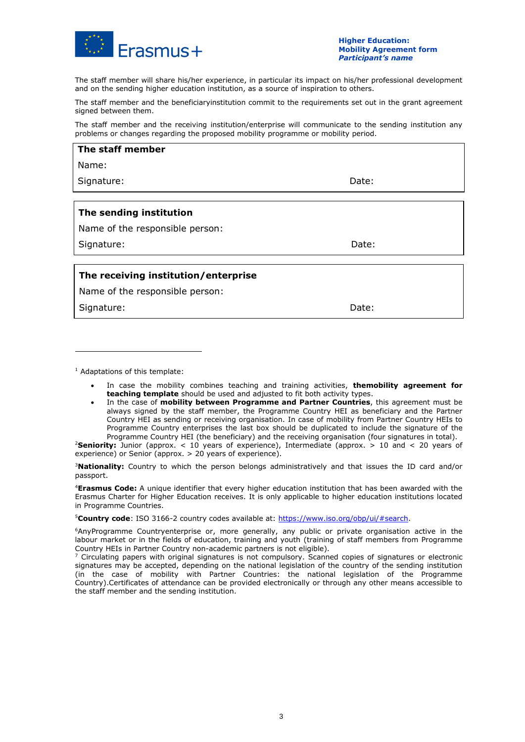The staff member will share his/her experience, in particular its impact on his/her professional development and on the sending higher education institution, as a source of inspiration to others.

The staff member and the beneficiaryinstitution commit to the requirements set out in the grant agreement signed between them.

The staff member and the receiving institution/enterprise will communicate to the sending institution any problems or changes regarding the proposed mobility programme or mobility period.

| **The staff member** | |
|---|---|
| Name: | |
| Signature: | Date: |

| **The sending institution** | |
|---|---|
| Name of the responsible person: | |
| Signature: | Date: |

| **The receiving institution/enterprise** | |
|---|---|
| Name of the responsible person: | |
| Signature: | Date: |

---

[1] Adaptations of this template:

- In case the mobility combines teaching and training activities, **themobility agreement for teaching template** should be used and adjusted to fit both activity types.
- In the case of **mobility between Programme and Partner Countries**, this agreement must be always signed by the staff member, the Programme Country HEI as beneficiary and the Partner Country HEI as sending or receiving organisation. In case of mobility from Partner Country HEIs to Programme Country enterprises the last box should be duplicated to include the signature of the Programme Country HEI (the beneficiary) and the receiving organisation (four signatures in total).

[2]**Seniority:** Junior (approx. < 10 years of experience), Intermediate (approx. > 10 and < 20 years of experience) or Senior (approx. > 20 years of experience).

[3]**Nationality:** Country to which the person belongs administratively and that issues the ID card and/or passport.

[4]**Erasmus Code:** A unique identifier that every higher education institution that has been awarded with the Erasmus Charter for Higher Education receives. It is only applicable to higher education institutions located in Programme Countries.

[5]**Country code**: ISO 3166-2 country codes available at: https://www.iso.org/obp/ui/#search.

[6]AnyProgramme Countryenterprise or, more generally, any public or private organisation active in the labour market or in the fields of education, training and youth (training of staff members from Programme Country HEIs in Partner Country non-academic partners is not eligible).

[7] Circulating papers with original signatures is not compulsory. Scanned copies of signatures or electronic signatures may be accepted, depending on the national legislation of the country of the sending institution (in the case of mobility with Partner Countries: the national legislation of the Programme Country).Certificates of attendance can be provided electronically or through any other means accessible to the staff member and the sending institution.